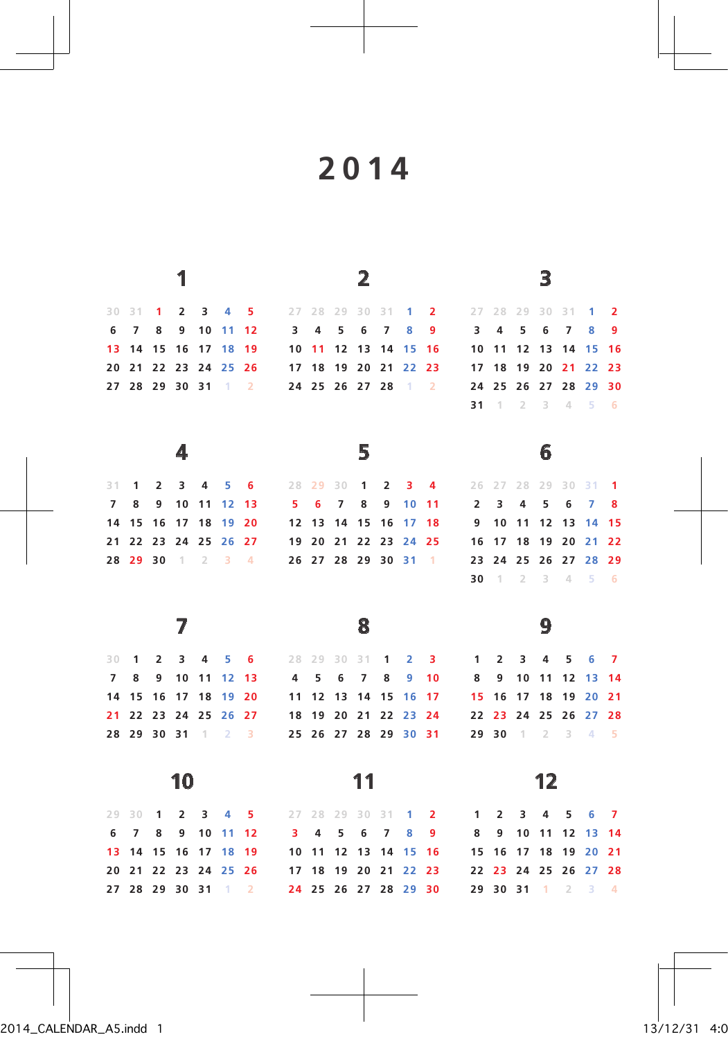# 2014

## 1

| | | | | | | |
|---|---|---|---|---|---|---|
| 30 | 31 | 1 | 2 | 3 | 4 | 5 |
| 6 | 7 | 8 | 9 | 10 | 11 | 12 |
| 13 | 14 | 15 | 16 | 17 | 18 | 19 |
| 20 | 21 | 22 | 23 | 24 | 25 | 26 |
| 27 | 28 | 29 | 30 | 31 | 1 | 2 |

## 2

| | | | | | | |
|---|---|---|---|---|---|---|
| 27 | 28 | 29 | 30 | 31 | 1 | 2 |
| 3 | 4 | 5 | 6 | 7 | 8 | 9 |
| 10 | 11 | 12 | 13 | 14 | 15 | 16 |
| 17 | 18 | 19 | 20 | 21 | 22 | 23 |
| 24 | 25 | 26 | 27 | 28 | 1 | 2 |

## 3

| | | | | | | |
|---|---|---|---|---|---|---|
| 27 | 28 | 29 | 30 | 31 | 1 | 2 |
| 3 | 4 | 5 | 6 | 7 | 8 | 9 |
| 10 | 11 | 12 | 13 | 14 | 15 | 16 |
| 17 | 18 | 19 | 20 | 21 | 22 | 23 |
| 24 | 25 | 26 | 27 | 28 | 29 | 30 |
| 31 | 1 | 2 | 3 | 4 | 5 | 6 |

## 4

| | | | | | | |
|---|---|---|---|---|---|---|
| 31 | 1 | 2 | 3 | 4 | 5 | 6 |
| 7 | 8 | 9 | 10 | 11 | 12 | 13 |
| 14 | 15 | 16 | 17 | 18 | 19 | 20 |
| 21 | 22 | 23 | 24 | 25 | 26 | 27 |
| 28 | 29 | 30 | 1 | 2 | 3 | 4 |

## 5

| | | | | | | |
|---|---|---|---|---|---|---|
| 28 | 29 | 30 | 1 | 2 | 3 | 4 |
| 5 | 6 | 7 | 8 | 9 | 10 | 11 |
| 12 | 13 | 14 | 15 | 16 | 17 | 18 |
| 19 | 20 | 21 | 22 | 23 | 24 | 25 |
| 26 | 27 | 28 | 29 | 30 | 31 | 1 |

## 6

| | | | | | | |
|---|---|---|---|---|---|---|
| 26 | 27 | 28 | 29 | 30 | 31 | 1 |
| 2 | 3 | 4 | 5 | 6 | 7 | 8 |
| 9 | 10 | 11 | 12 | 13 | 14 | 15 |
| 16 | 17 | 18 | 19 | 20 | 21 | 22 |
| 23 | 24 | 25 | 26 | 27 | 28 | 29 |
| 30 | 1 | 2 | 3 | 4 | 5 | 6 |

## 7

| | | | | | | |
|---|---|---|---|---|---|---|
| 30 | 1 | 2 | 3 | 4 | 5 | 6 |
| 7 | 8 | 9 | 10 | 11 | 12 | 13 |
| 14 | 15 | 16 | 17 | 18 | 19 | 20 |
| 21 | 22 | 23 | 24 | 25 | 26 | 27 |
| 28 | 29 | 30 | 31 | 1 | 2 | 3 |

## 8

| | | | | | | |
|---|---|---|---|---|---|---|
| 28 | 29 | 30 | 31 | 1 | 2 | 3 |
| 4 | 5 | 6 | 7 | 8 | 9 | 10 |
| 11 | 12 | 13 | 14 | 15 | 16 | 17 |
| 18 | 19 | 20 | 21 | 22 | 23 | 24 |
| 25 | 26 | 27 | 28 | 29 | 30 | 31 |

## 9

| | | | | | | |
|---|---|---|---|---|---|---|
| 1 | 2 | 3 | 4 | 5 | 6 | 7 |
| 8 | 9 | 10 | 11 | 12 | 13 | 14 |
| 15 | 16 | 17 | 18 | 19 | 20 | 21 |
| 22 | 23 | 24 | 25 | 26 | 27 | 28 |
| 29 | 30 | 1 | 2 | 3 | 4 | 5 |

## 10

| | | | | | | |
|---|---|---|---|---|---|---|
| 29 | 30 | 1 | 2 | 3 | 4 | 5 |
| 6 | 7 | 8 | 9 | 10 | 11 | 12 |
| 13 | 14 | 15 | 16 | 17 | 18 | 19 |
| 20 | 21 | 22 | 23 | 24 | 25 | 26 |
| 27 | 28 | 29 | 30 | 31 | 1 | 2 |

## 11

| | | | | | | |
|---|---|---|---|---|---|---|
| 27 | 28 | 29 | 30 | 31 | 1 | 2 |
| 3 | 4 | 5 | 6 | 7 | 8 | 9 |
| 10 | 11 | 12 | 13 | 14 | 15 | 16 |
| 17 | 18 | 19 | 20 | 21 | 22 | 23 |
| 24 | 25 | 26 | 27 | 28 | 29 | 30 |

## 12

| | | | | | | |
|---|---|---|---|---|---|---|
| 1 | 2 | 3 | 4 | 5 | 6 | 7 |
| 8 | 9 | 10 | 11 | 12 | 13 | 14 |
| 15 | 16 | 17 | 18 | 19 | 20 | 21 |
| 22 | 23 | 24 | 25 | 26 | 27 | 28 |
| 29 | 30 | 31 | 1 | 2 | 3 | 4 |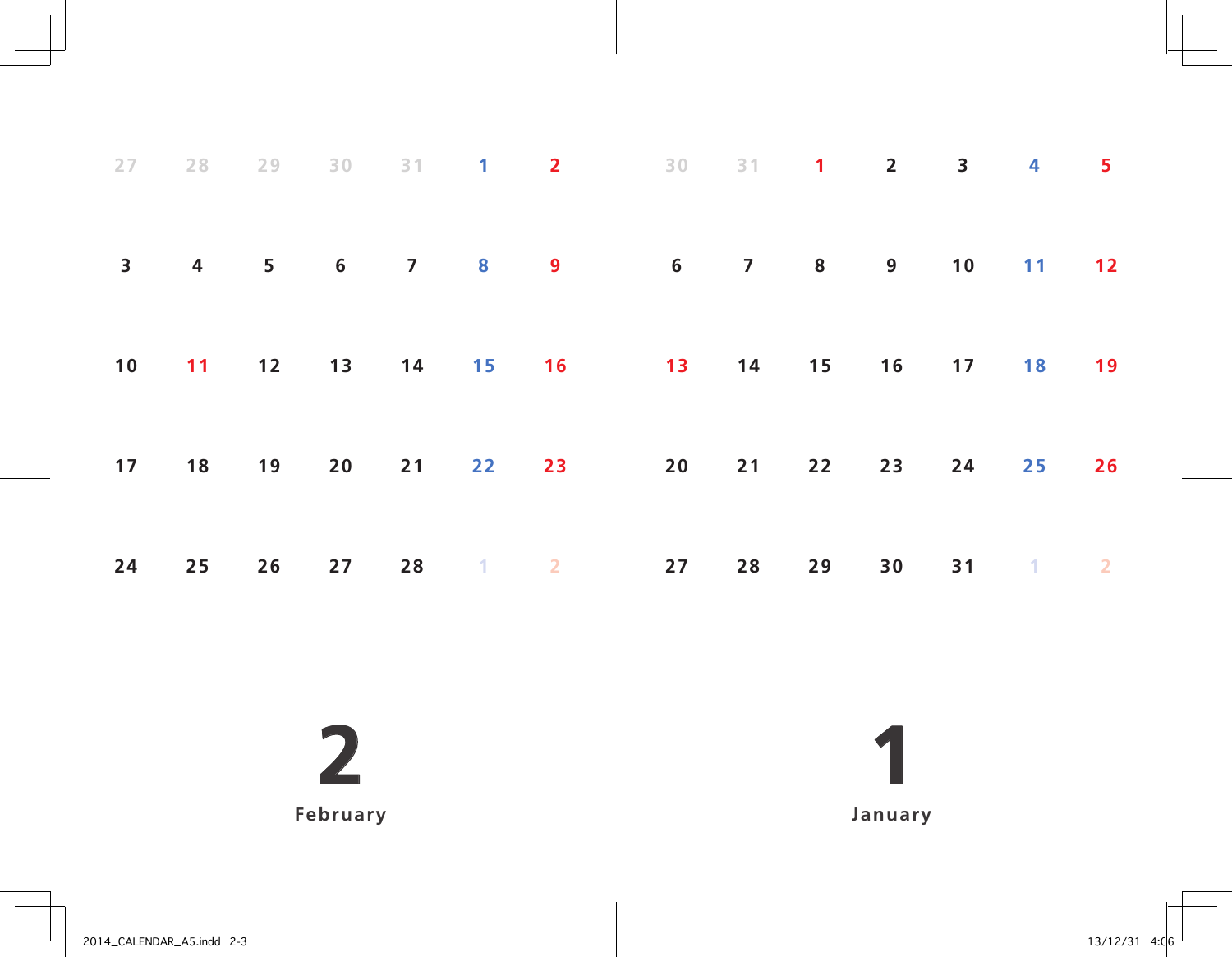| | | | | | | |
|---|---|---|---|---|---|---|
| 27 | 28 | 29 | 30 | 31 | 1 | 2 |
| 3 | 4 | 5 | 6 | 7 | 8 | 9 |
| 10 | 11 | 12 | 13 | 14 | 15 | 16 |
| 17 | 18 | 19 | 20 | 21 | 22 | 23 |
| 24 | 25 | 26 | 27 | 28 | 1 | 2 |

# 2

## February

| | | | | | | |
|---|---|---|---|---|---|---|
| 30 | 31 | 1 | 2 | 3 | 4 | 5 |
| 6 | 7 | 8 | 9 | 10 | 11 | 12 |
| 13 | 14 | 15 | 16 | 17 | 18 | 19 |
| 20 | 21 | 22 | 23 | 24 | 25 | 26 |
| 27 | 28 | 29 | 30 | 31 | 1 | 2 |

# 1

## January

2014_CALENDAR_A5.indd 2-3 13/12/31 4:06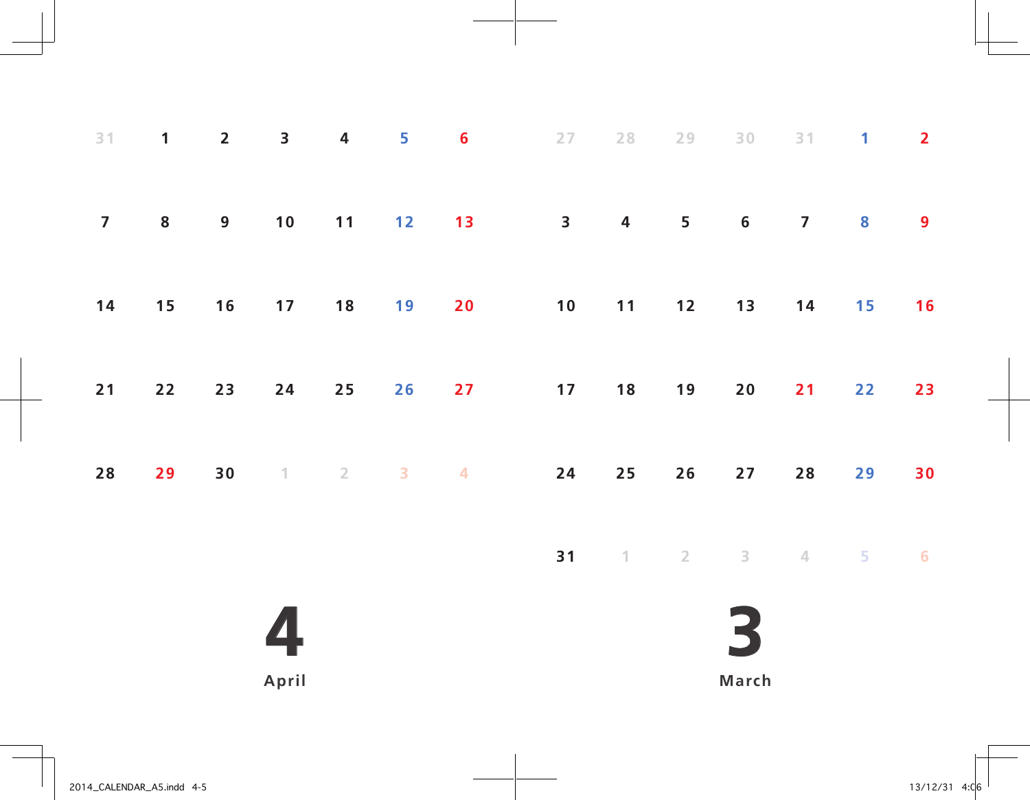# 4 April

| | | | | | | |
|---|---|---|---|---|---|---|
| 31 | 1 | 2 | 3 | 4 | 5 | 6 |
| 7 | 8 | 9 | 10 | 11 | 12 | 13 |
| 14 | 15 | 16 | 17 | 18 | 19 | 20 |
| 21 | 22 | 23 | 24 | 25 | 26 | 27 |
| 28 | 29 | 30 | 1 | 2 | 3 | 4 |

# 3 March

| | | | | | | |
|---|---|---|---|---|---|---|
| 27 | 28 | 29 | 30 | 31 | 1 | 2 |
| 3 | 4 | 5 | 6 | 7 | 8 | 9 |
| 10 | 11 | 12 | 13 | 14 | 15 | 16 |
| 17 | 18 | 19 | 20 | 21 | 22 | 23 |
| 24 | 25 | 26 | 27 | 28 | 29 | 30 |
| 31 | 1 | 2 | 3 | 4 | 5 | 6 |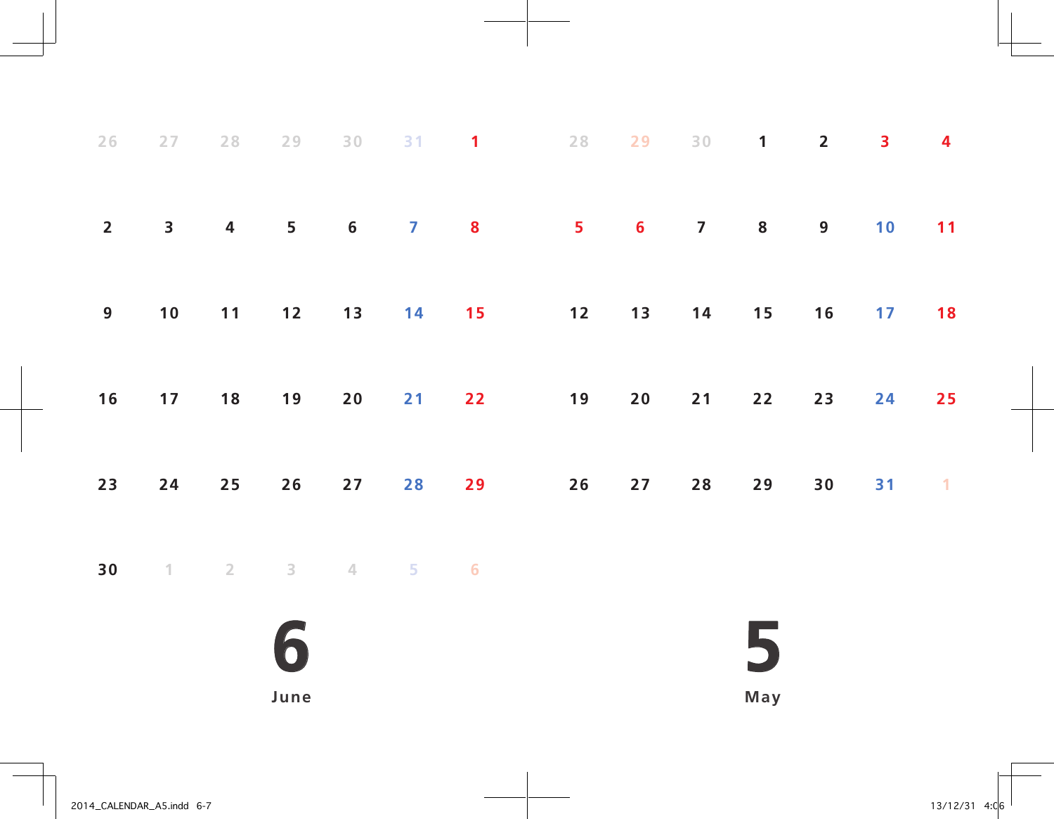| | | | | | | |
|---|---|---|---|---|---|---|
| 26 | 27 | 28 | 29 | 30 | 31 | 1 |
| 2 | 3 | 4 | 5 | 6 | 7 | 8 |
| 9 | 10 | 11 | 12 | 13 | 14 | 15 |
| 16 | 17 | 18 | 19 | 20 | 21 | 22 |
| 23 | 24 | 25 | 26 | 27 | 28 | 29 |
| 30 | 1 | 2 | 3 | 4 | 5 | 6 |

# 6

June

| | | | | | | |
|---|---|---|---|---|---|---|
| 28 | 29 | 30 | 1 | 2 | 3 | 4 |
| 5 | 6 | 7 | 8 | 9 | 10 | 11 |
| 12 | 13 | 14 | 15 | 16 | 17 | 18 |
| 19 | 20 | 21 | 22 | 23 | 24 | 25 |
| 26 | 27 | 28 | 29 | 30 | 31 | 1 |

# 5

May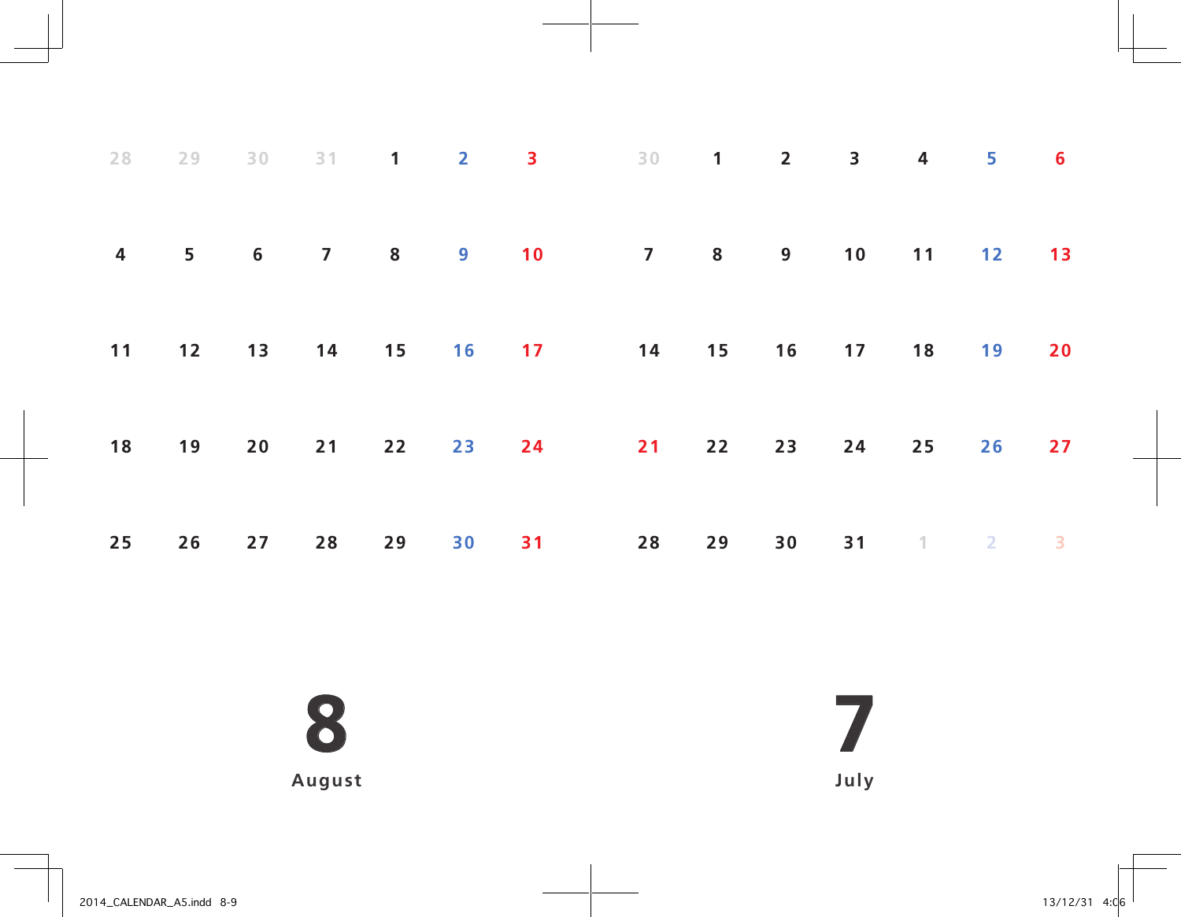| | | | | | | |
|---|---|---|---|---|---|---|
| 28 | 29 | 30 | 31 | 1 | 2 | 3 |
| 4 | 5 | 6 | 7 | 8 | 9 | 10 |
| 11 | 12 | 13 | 14 | 15 | 16 | 17 |
| 18 | 19 | 20 | 21 | 22 | 23 | 24 |
| 25 | 26 | 27 | 28 | 29 | 30 | 31 |

# 8

**August**

| | | | | | | |
|---|---|---|---|---|---|---|
| 30 | 1 | 2 | 3 | 4 | 5 | 6 |
| 7 | 8 | 9 | 10 | 11 | 12 | 13 |
| 14 | 15 | 16 | 17 | 18 | 19 | 20 |
| 21 | 22 | 23 | 24 | 25 | 26 | 27 |
| 28 | 29 | 30 | 31 | 1 | 2 | 3 |

# 7

**July**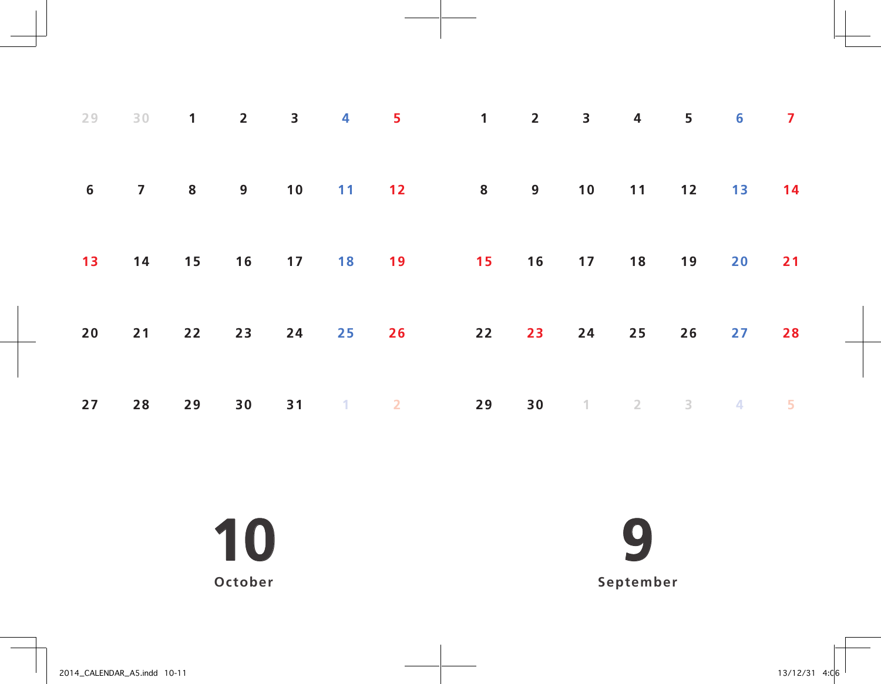# 10

## October

| | | | | | | |
|---|---|---|---|---|---|---|
| 29 | 30 | 1 | 2 | 3 | 4 | 5 |
| 6 | 7 | 8 | 9 | 10 | 11 | 12 |
| 13 | 14 | 15 | 16 | 17 | 18 | 19 |
| 20 | 21 | 22 | 23 | 24 | 25 | 26 |
| 27 | 28 | 29 | 30 | 31 | 1 | 2 |

# 9

## September

| | | | | | | |
|---|---|---|---|---|---|---|
| 1 | 2 | 3 | 4 | 5 | 6 | 7 |
| 8 | 9 | 10 | 11 | 12 | 13 | 14 |
| 15 | 16 | 17 | 18 | 19 | 20 | 21 |
| 22 | 23 | 24 | 25 | 26 | 27 | 28 |
| 29 | 30 | 1 | 2 | 3 | 4 | 5 |

2014_CALENDAR_A5.indd 10-11 13/12/31 4:06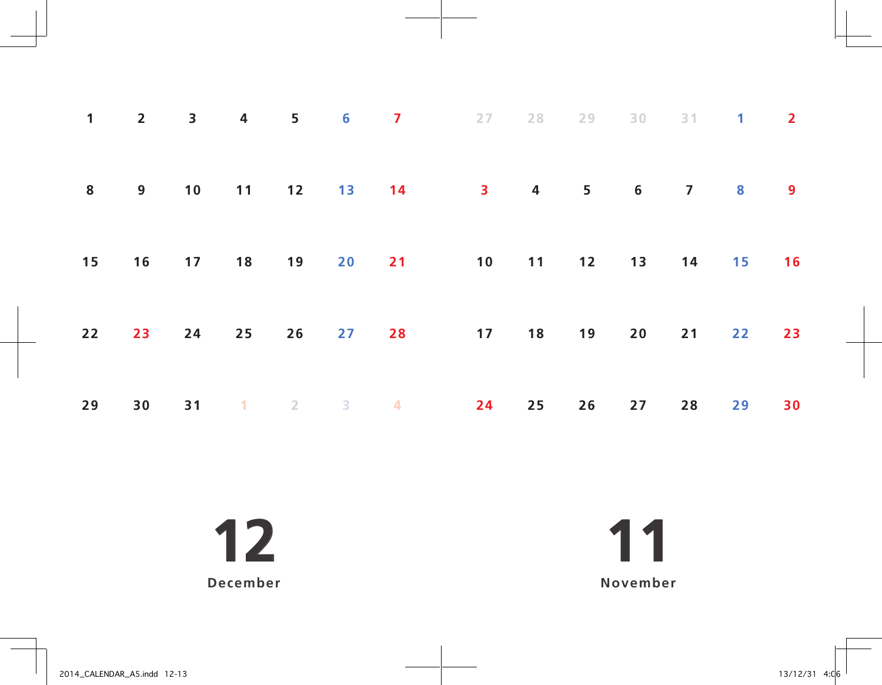| | | | | | | |
|---|---|---|---|---|---|---|
| 1 | 2 | 3 | 4 | 5 | 6 | 7 |
| 8 | 9 | 10 | 11 | 12 | 13 | 14 |
| 15 | 16 | 17 | 18 | 19 | 20 | 21 |
| 22 | 23 | 24 | 25 | 26 | 27 | 28 |
| 29 | 30 | 31 | 1 | 2 | 3 | 4 |

# 12
December

| | | | | | | |
|---|---|---|---|---|---|---|
| 27 | 28 | 29 | 30 | 31 | 1 | 2 |
| 3 | 4 | 5 | 6 | 7 | 8 | 9 |
| 10 | 11 | 12 | 13 | 14 | 15 | 16 |
| 17 | 18 | 19 | 20 | 21 | 22 | 23 |
| 24 | 25 | 26 | 27 | 28 | 29 | 30 |

# 11
November